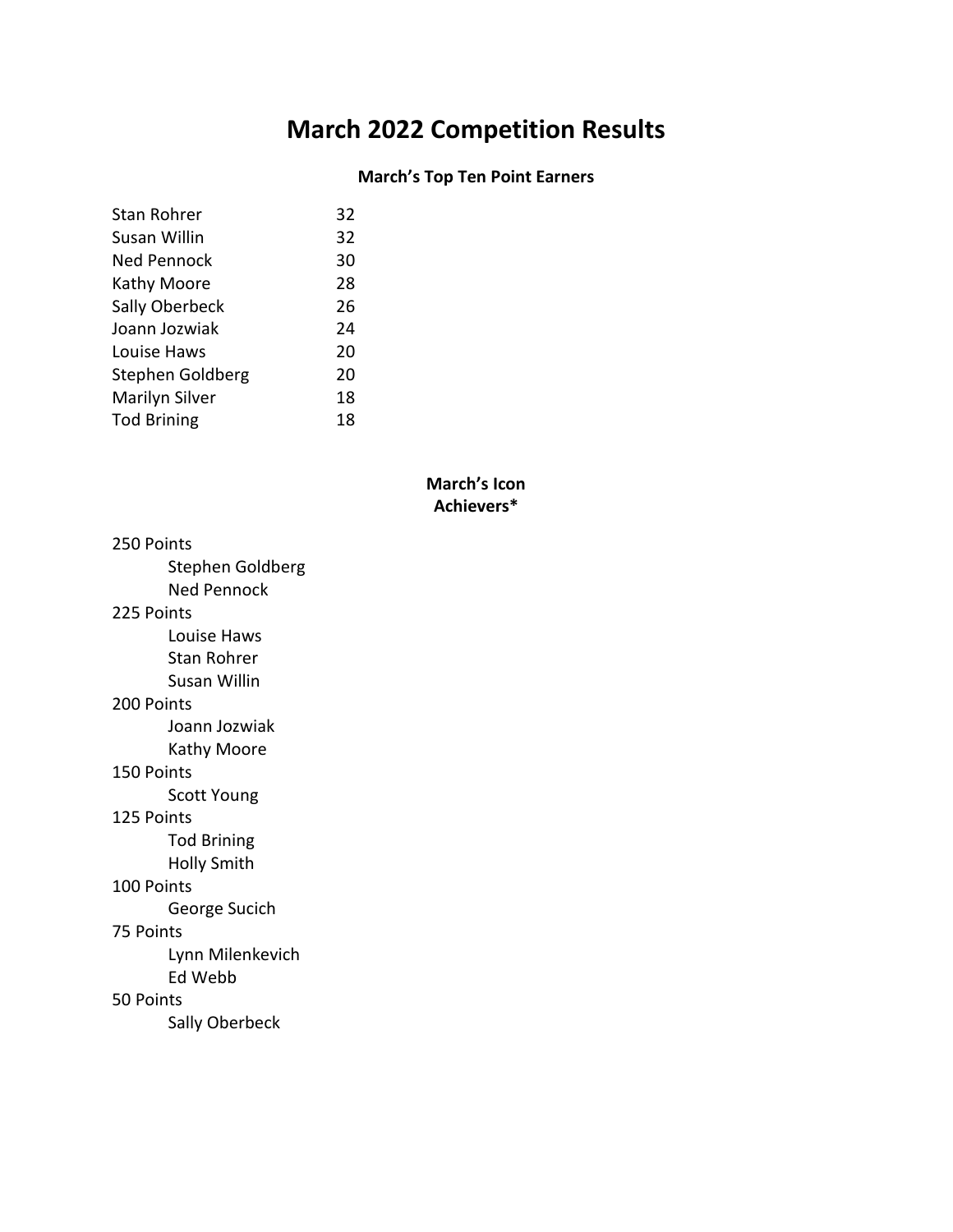# March 2022 Competition Results

### March's Top Ten Point Earners

| | |
|---|---|
| Stan Rohrer | 32 |
| Susan Willin | 32 |
| Ned Pennock | 30 |
| Kathy Moore | 28 |
| Sally Oberbeck | 26 |
| Joann Jozwiak | 24 |
| Louise Haws | 20 |
| Stephen Goldberg | 20 |
| Marilyn Silver | 18 |
| Tod Brining | 18 |

### March's Icon Achievers*

250 Points
- Stephen Goldberg
- Ned Pennock

225 Points
- Louise Haws
- Stan Rohrer
- Susan Willin

200 Points
- Joann Jozwiak
- Kathy Moore

150 Points
- Scott Young

125 Points
- Tod Brining
- Holly Smith

100 Points
- George Sucich

75 Points
- Lynn Milenkevich
- Ed Webb

50 Points
- Sally Oberbeck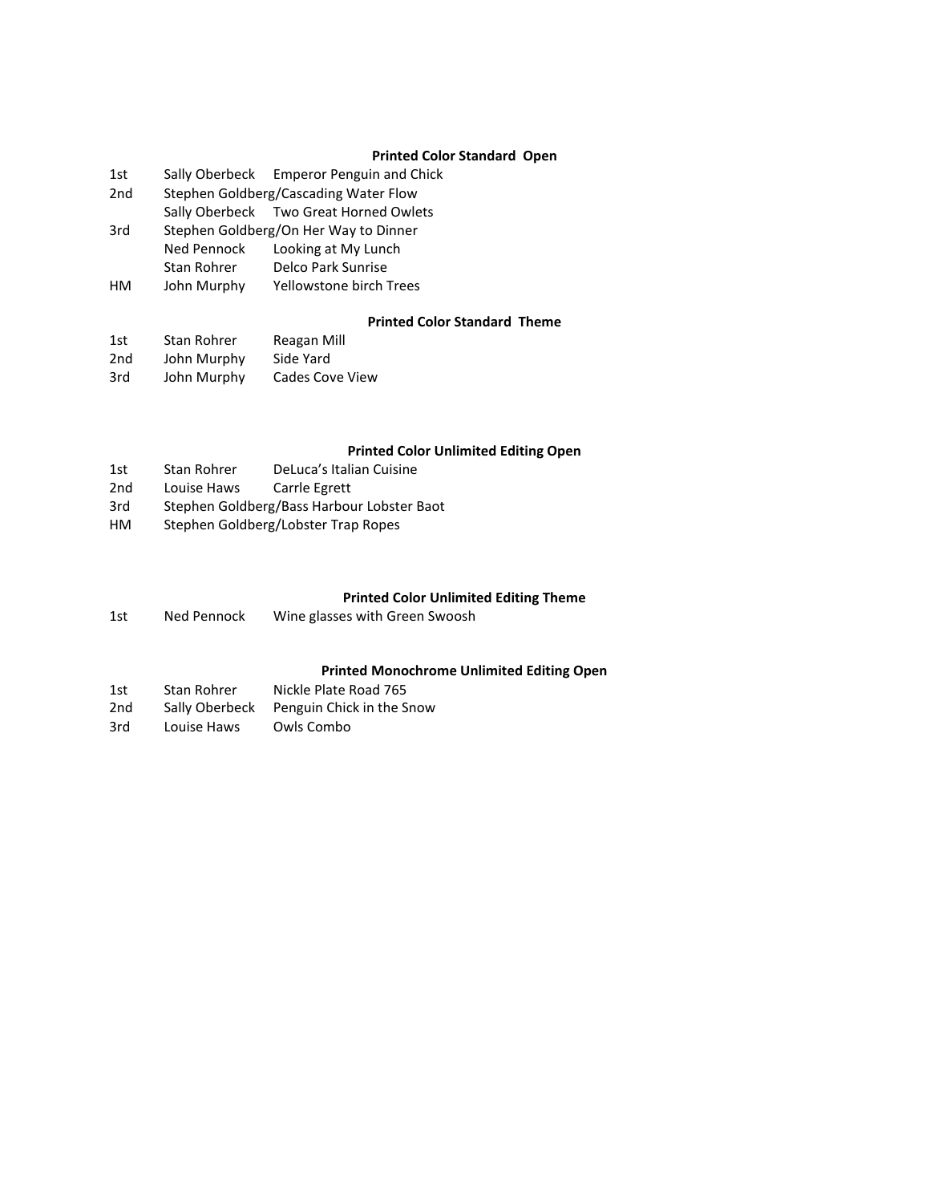### Printed Color Standard Open

| | | |
|---|---|---|
| 1st | Sally Oberbeck | Emperor Penguin and Chick |
| 2nd | Stephen Goldberg/Cascading Water Flow | |
| | Sally Oberbeck | Two Great Horned Owlets |
| 3rd | Stephen Goldberg/On Her Way to Dinner | |
| | Ned Pennock | Looking at My Lunch |
| | Stan Rohrer | Delco Park Sunrise |
| HM | John Murphy | Yellowstone birch Trees |

### Printed Color Standard Theme

| | | |
|---|---|---|
| 1st | Stan Rohrer | Reagan Mill |
| 2nd | John Murphy | Side Yard |
| 3rd | John Murphy | Cades Cove View |

### Printed Color Unlimited Editing Open

| | | |
|---|---|---|
| 1st | Stan Rohrer | DeLuca's Italian Cuisine |
| 2nd | Louise Haws | Carrle Egrett |
| 3rd | Stephen Goldberg/Bass Harbour Lobster Baot | |
| HM | Stephen Goldberg/Lobster Trap Ropes | |

### Printed Color Unlimited Editing Theme

| | | |
|---|---|---|
| 1st | Ned Pennock | Wine glasses with Green Swoosh |

### Printed Monochrome Unlimited Editing Open

| | | |
|---|---|---|
| 1st | Stan Rohrer | Nickle Plate Road 765 |
| 2nd | Sally Oberbeck | Penguin Chick in the Snow |
| 3rd | Louise Haws | Owls Combo |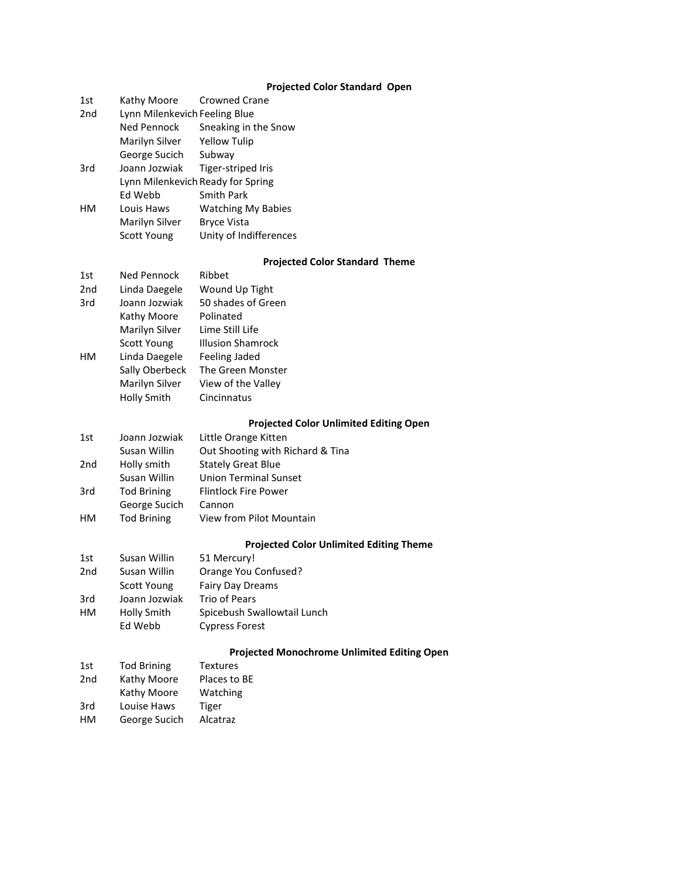**Projected Color Standard Open**

| | | |
|---|---|---|
| 1st | Kathy Moore | Crowned Crane |
| 2nd | Lynn Milenkevich | Feeling Blue |
| | Ned Pennock | Sneaking in the Snow |
| | Marilyn Silver | Yellow Tulip |
| | George Sucich | Subway |
| 3rd | Joann Jozwiak | Tiger-striped Iris |
| | Lynn Milenkevich | Ready for Spring |
| | Ed Webb | Smith Park |
| HM | Louis Haws | Watching My Babies |
| | Marilyn Silver | Bryce Vista |
| | Scott Young | Unity of Indifferences |

**Projected Color Standard Theme**

| | | |
|---|---|---|
| 1st | Ned Pennock | Ribbet |
| 2nd | Linda Daegele | Wound Up Tight |
| 3rd | Joann Jozwiak | 50 shades of Green |
| | Kathy Moore | Polinated |
| | Marilyn Silver | Lime Still Life |
| | Scott Young | Illusion Shamrock |
| HM | Linda Daegele | Feeling Jaded |
| | Sally Oberbeck | The Green Monster |
| | Marilyn Silver | View of the Valley |
| | Holly Smith | Cincinnatus |

**Projected Color Unlimited Editing Open**

| | | |
|---|---|---|
| 1st | Joann Jozwiak | Little Orange Kitten |
| | Susan Willin | Out Shooting with Richard & Tina |
| 2nd | Holly smith | Stately Great Blue |
| | Susan Willin | Union Terminal Sunset |
| 3rd | Tod Brining | Flintlock Fire Power |
| | George Sucich | Cannon |
| HM | Tod Brining | View from Pilot Mountain |

**Projected Color Unlimited Editing Theme**

| | | |
|---|---|---|
| 1st | Susan Willin | 51 Mercury! |
| 2nd | Susan Willin | Orange You Confused? |
| | Scott Young | Fairy Day Dreams |
| 3rd | Joann Jozwiak | Trio of Pears |
| HM | Holly Smith | Spicebush Swallowtail Lunch |
| | Ed Webb | Cypress Forest |

**Projected Monochrome Unlimited Editing Open**

| | | |
|---|---|---|
| 1st | Tod Brining | Textures |
| 2nd | Kathy Moore | Places to BE |
| | Kathy Moore | Watching |
| 3rd | Louise Haws | Tiger |
| HM | George Sucich | Alcatraz |